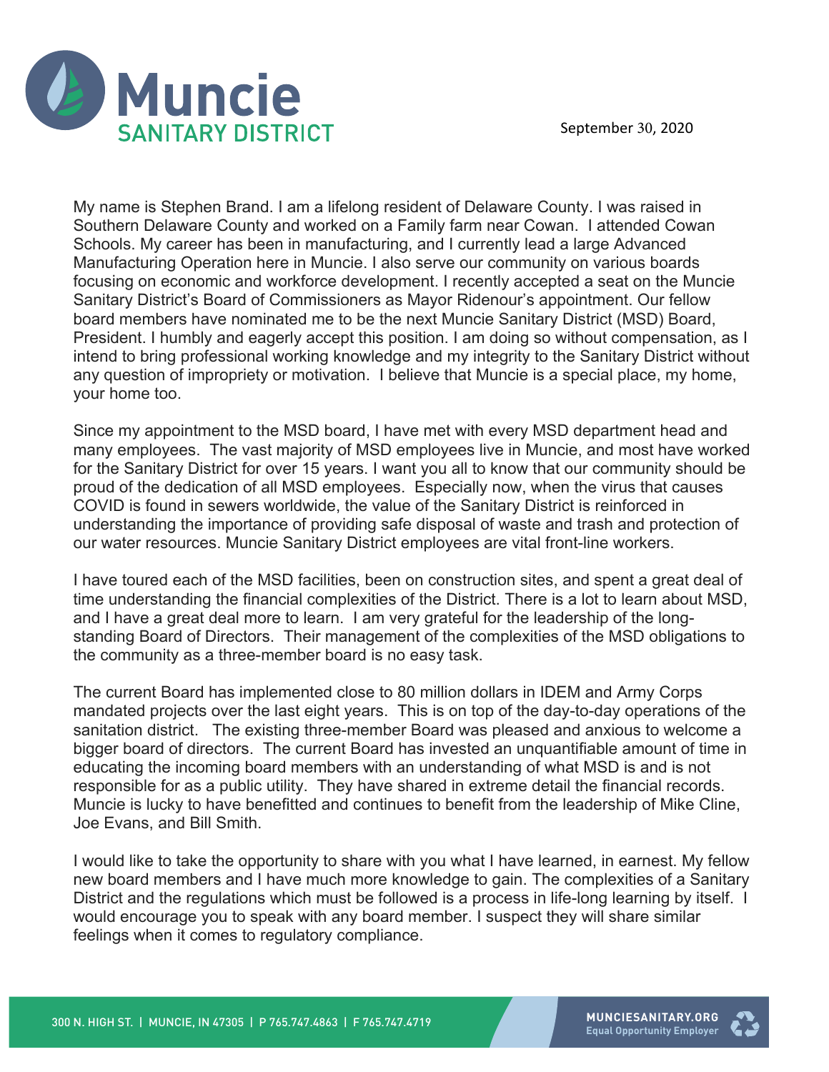# Muncie
## SANITARY DISTRICT

September 30, 2020

My name is Stephen Brand. I am a lifelong resident of Delaware County. I was raised in Southern Delaware County and worked on a Family farm near Cowan. I attended Cowan Schools. My career has been in manufacturing, and I currently lead a large Advanced Manufacturing Operation here in Muncie. I also serve our community on various boards focusing on economic and workforce development. I recently accepted a seat on the Muncie Sanitary District's Board of Commissioners as Mayor Ridenour's appointment. Our fellow board members have nominated me to be the next Muncie Sanitary District (MSD) Board, President. I humbly and eagerly accept this position. I am doing so without compensation, as I intend to bring professional working knowledge and my integrity to the Sanitary District without any question of impropriety or motivation. I believe that Muncie is a special place, my home, your home too.

Since my appointment to the MSD board, I have met with every MSD department head and many employees. The vast majority of MSD employees live in Muncie, and most have worked for the Sanitary District for over 15 years. I want you all to know that our community should be proud of the dedication of all MSD employees. Especially now, when the virus that causes COVID is found in sewers worldwide, the value of the Sanitary District is reinforced in understanding the importance of providing safe disposal of waste and trash and protection of our water resources. Muncie Sanitary District employees are vital front-line workers.

I have toured each of the MSD facilities, been on construction sites, and spent a great deal of time understanding the financial complexities of the District. There is a lot to learn about MSD, and I have a great deal more to learn. I am very grateful for the leadership of the long-standing Board of Directors. Their management of the complexities of the MSD obligations to the community as a three-member board is no easy task.

The current Board has implemented close to 80 million dollars in IDEM and Army Corps mandated projects over the last eight years. This is on top of the day-to-day operations of the sanitation district. The existing three-member Board was pleased and anxious to welcome a bigger board of directors. The current Board has invested an unquantifiable amount of time in educating the incoming board members with an understanding of what MSD is and is not responsible for as a public utility. They have shared in extreme detail the financial records. Muncie is lucky to have benefitted and continues to benefit from the leadership of Mike Cline, Joe Evans, and Bill Smith.

I would like to take the opportunity to share with you what I have learned, in earnest. My fellow new board members and I have much more knowledge to gain. The complexities of a Sanitary District and the regulations which must be followed is a process in life-long learning by itself. I would encourage you to speak with any board member. I suspect they will share similar feelings when it comes to regulatory compliance.

300 N. HIGH ST. | MUNCIE, IN 47305 | P 765.747.4863 | F 765.747.4719

MUNCIESANITARY.ORG
Equal Opportunity Employer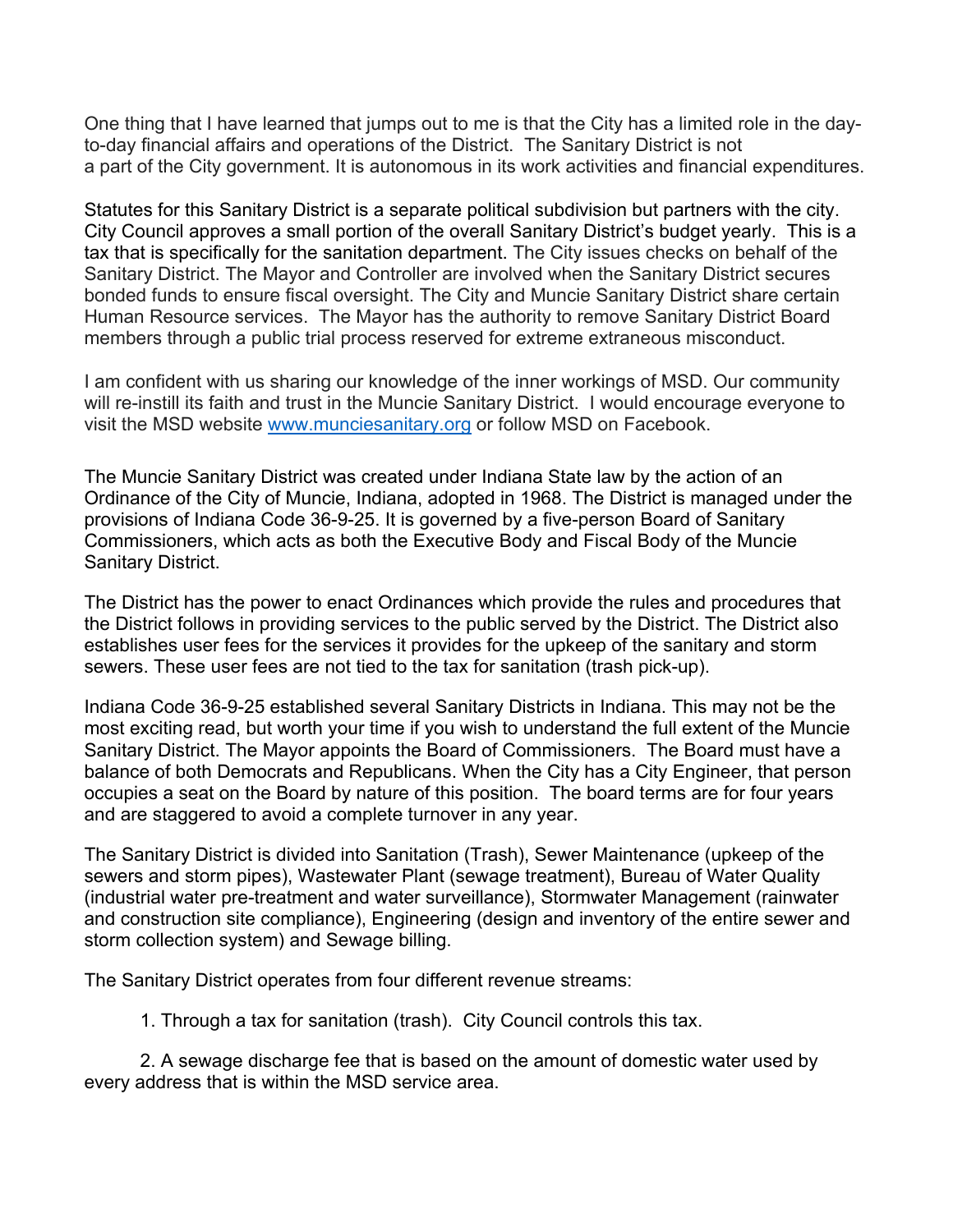One thing that I have learned that jumps out to me is that the City has a limited role in the day-to-day financial affairs and operations of the District. The Sanitary District is not a part of the City government. It is autonomous in its work activities and financial expenditures.

Statutes for this Sanitary District is a separate political subdivision but partners with the city. City Council approves a small portion of the overall Sanitary District's budget yearly. This is a tax that is specifically for the sanitation department. The City issues checks on behalf of the Sanitary District. The Mayor and Controller are involved when the Sanitary District secures bonded funds to ensure fiscal oversight. The City and Muncie Sanitary District share certain Human Resource services. The Mayor has the authority to remove Sanitary District Board members through a public trial process reserved for extreme extraneous misconduct.

I am confident with us sharing our knowledge of the inner workings of MSD. Our community will re-instill its faith and trust in the Muncie Sanitary District. I would encourage everyone to visit the MSD website [www.munciesanitary.org](http://www.munciesanitary.org) or follow MSD on Facebook.

The Muncie Sanitary District was created under Indiana State law by the action of an Ordinance of the City of Muncie, Indiana, adopted in 1968. The District is managed under the provisions of Indiana Code 36-9-25. It is governed by a five-person Board of Sanitary Commissioners, which acts as both the Executive Body and Fiscal Body of the Muncie Sanitary District.

The District has the power to enact Ordinances which provide the rules and procedures that the District follows in providing services to the public served by the District. The District also establishes user fees for the services it provides for the upkeep of the sanitary and storm sewers. These user fees are not tied to the tax for sanitation (trash pick-up).

Indiana Code 36-9-25 established several Sanitary Districts in Indiana. This may not be the most exciting read, but worth your time if you wish to understand the full extent of the Muncie Sanitary District. The Mayor appoints the Board of Commissioners. The Board must have a balance of both Democrats and Republicans. When the City has a City Engineer, that person occupies a seat on the Board by nature of this position. The board terms are for four years and are staggered to avoid a complete turnover in any year.

The Sanitary District is divided into Sanitation (Trash), Sewer Maintenance (upkeep of the sewers and storm pipes), Wastewater Plant (sewage treatment), Bureau of Water Quality (industrial water pre-treatment and water surveillance), Stormwater Management (rainwater and construction site compliance), Engineering (design and inventory of the entire sewer and storm collection system) and Sewage billing.

The Sanitary District operates from four different revenue streams:

1. Through a tax for sanitation (trash). City Council controls this tax.
2. A sewage discharge fee that is based on the amount of domestic water used by every address that is within the MSD service area.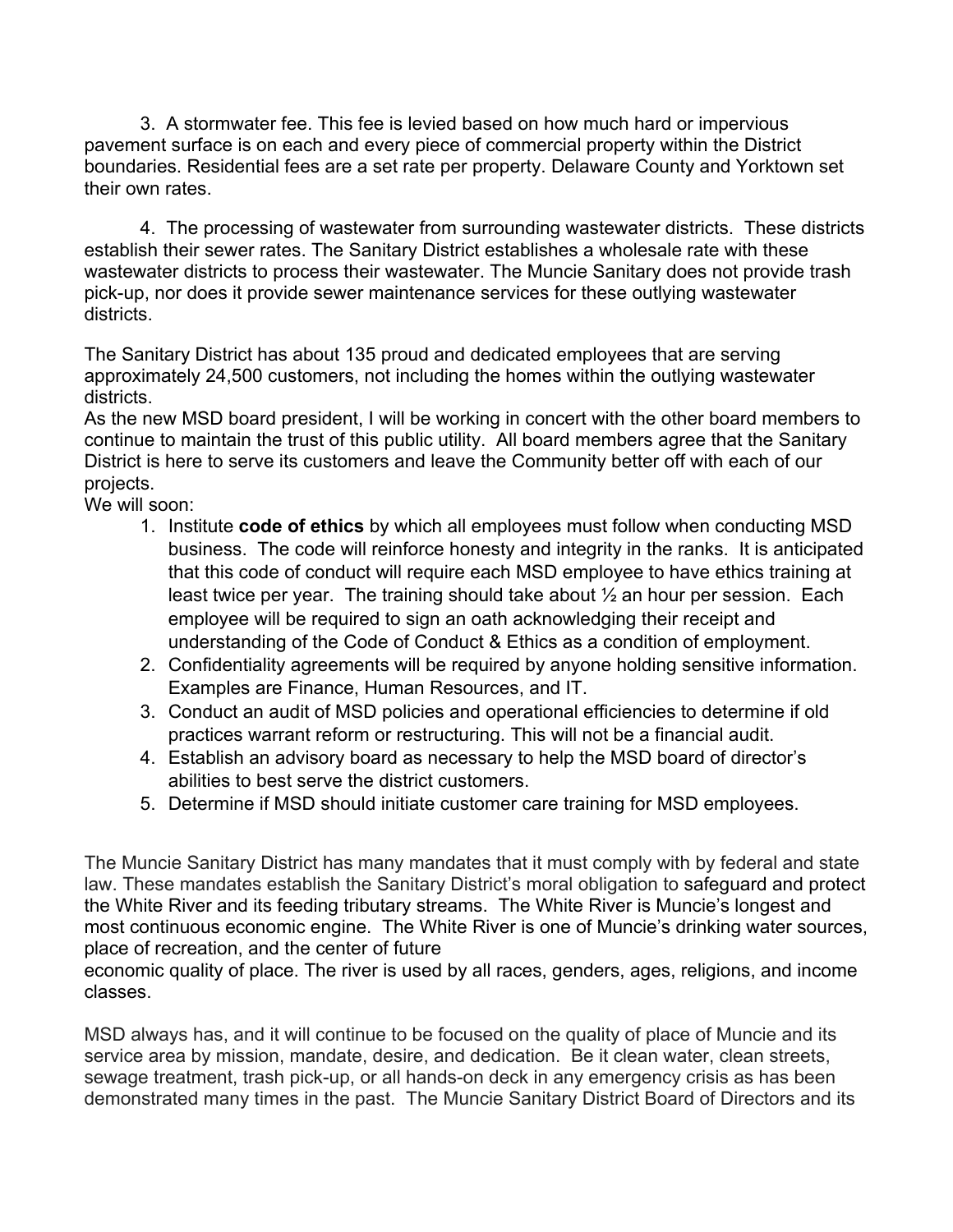3. A stormwater fee. This fee is levied based on how much hard or impervious pavement surface is on each and every piece of commercial property within the District boundaries. Residential fees are a set rate per property. Delaware County and Yorktown set their own rates.

4. The processing of wastewater from surrounding wastewater districts. These districts establish their sewer rates. The Sanitary District establishes a wholesale rate with these wastewater districts to process their wastewater. The Muncie Sanitary does not provide trash pick-up, nor does it provide sewer maintenance services for these outlying wastewater districts.

The Sanitary District has about 135 proud and dedicated employees that are serving approximately 24,500 customers, not including the homes within the outlying wastewater districts.

As the new MSD board president, I will be working in concert with the other board members to continue to maintain the trust of this public utility. All board members agree that the Sanitary District is here to serve its customers and leave the Community better off with each of our projects.

We will soon:

1. Institute **code of ethics** by which all employees must follow when conducting MSD business. The code will reinforce honesty and integrity in the ranks. It is anticipated that this code of conduct will require each MSD employee to have ethics training at least twice per year. The training should take about ½ an hour per session. Each employee will be required to sign an oath acknowledging their receipt and understanding of the Code of Conduct & Ethics as a condition of employment.
2. Confidentiality agreements will be required by anyone holding sensitive information. Examples are Finance, Human Resources, and IT.
3. Conduct an audit of MSD policies and operational efficiencies to determine if old practices warrant reform or restructuring. This will not be a financial audit.
4. Establish an advisory board as necessary to help the MSD board of director's abilities to best serve the district customers.
5. Determine if MSD should initiate customer care training for MSD employees.

The Muncie Sanitary District has many mandates that it must comply with by federal and state law. These mandates establish the Sanitary District's moral obligation to safeguard and protect the White River and its feeding tributary streams. The White River is Muncie's longest and most continuous economic engine. The White River is one of Muncie's drinking water sources, place of recreation, and the center of future economic quality of place. The river is used by all races, genders, ages, religions, and income classes.

MSD always has, and it will continue to be focused on the quality of place of Muncie and its service area by mission, mandate, desire, and dedication. Be it clean water, clean streets, sewage treatment, trash pick-up, or all hands-on deck in any emergency crisis as has been demonstrated many times in the past. The Muncie Sanitary District Board of Directors and its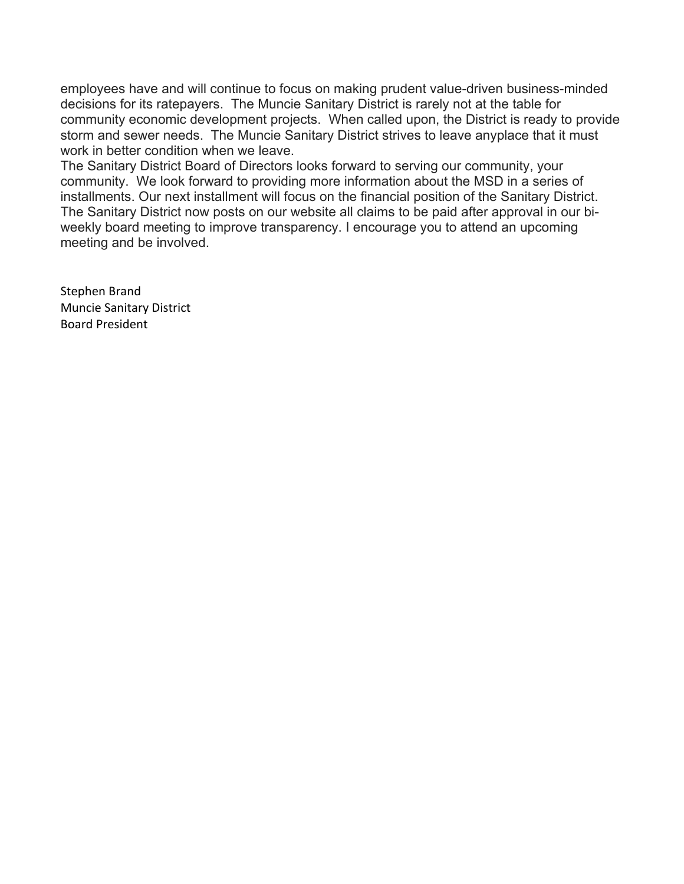employees have and will continue to focus on making prudent value-driven business-minded decisions for its ratepayers. The Muncie Sanitary District is rarely not at the table for community economic development projects. When called upon, the District is ready to provide storm and sewer needs. The Muncie Sanitary District strives to leave anyplace that it must work in better condition when we leave.

The Sanitary District Board of Directors looks forward to serving our community, your community. We look forward to providing more information about the MSD in a series of installments. Our next installment will focus on the financial position of the Sanitary District. The Sanitary District now posts on our website all claims to be paid after approval in our bi-weekly board meeting to improve transparency. I encourage you to attend an upcoming meeting and be involved.

Stephen Brand
Muncie Sanitary District
Board President